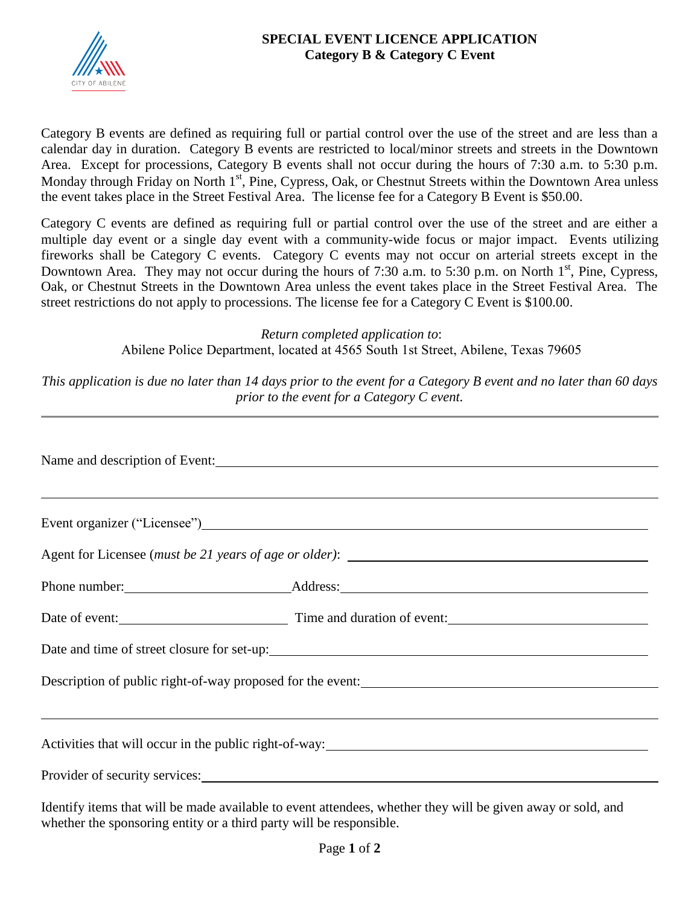# SPECIAL EVENT LICENCE APPLICATION
## Category B & Category C Event

Category B events are defined as requiring full or partial control over the use of the street and are less than a calendar day in duration. Category B events are restricted to local/minor streets and streets in the Downtown Area. Except for processions, Category B events shall not occur during the hours of 7:30 a.m. to 5:30 p.m. Monday through Friday on North 1st, Pine, Cypress, Oak, or Chestnut Streets within the Downtown Area unless the event takes place in the Street Festival Area. The license fee for a Category B Event is $50.00.

Category C events are defined as requiring full or partial control over the use of the street and are either a multiple day event or a single day event with a community-wide focus or major impact. Events utilizing fireworks shall be Category C events. Category C events may not occur on arterial streets except in the Downtown Area. They may not occur during the hours of 7:30 a.m. to 5:30 p.m. on North 1st, Pine, Cypress, Oak, or Chestnut Streets in the Downtown Area unless the event takes place in the Street Festival Area. The street restrictions do not apply to processions. The license fee for a Category C Event is $100.00.

*Return completed application to*:
Abilene Police Department, located at 4565 South 1st Street, Abilene, Texas 79605

*This application is due no later than 14 days prior to the event for a Category B event and no later than 60 days prior to the event for a Category C event.*

---

Name and description of Event: ______________________________________________

______________________________________________

Event organizer ("Licensee") ______________________________________________

Agent for Licensee (*must be 21 years of age or older)*: ______________________________________________

Phone number: ______________________ Address: ______________________________________________

Date of event: ______________________ Time and duration of event: ______________________

Date and time of street closure for set-up: ______________________________________________

Description of public right-of-way proposed for the event: ______________________________________________

______________________________________________

Activities that will occur in the public right-of-way: ______________________________________________

Provider of security services: ______________________________________________

Identify items that will be made available to event attendees, whether they will be given away or sold, and whether the sponsoring entity or a third party will be responsible.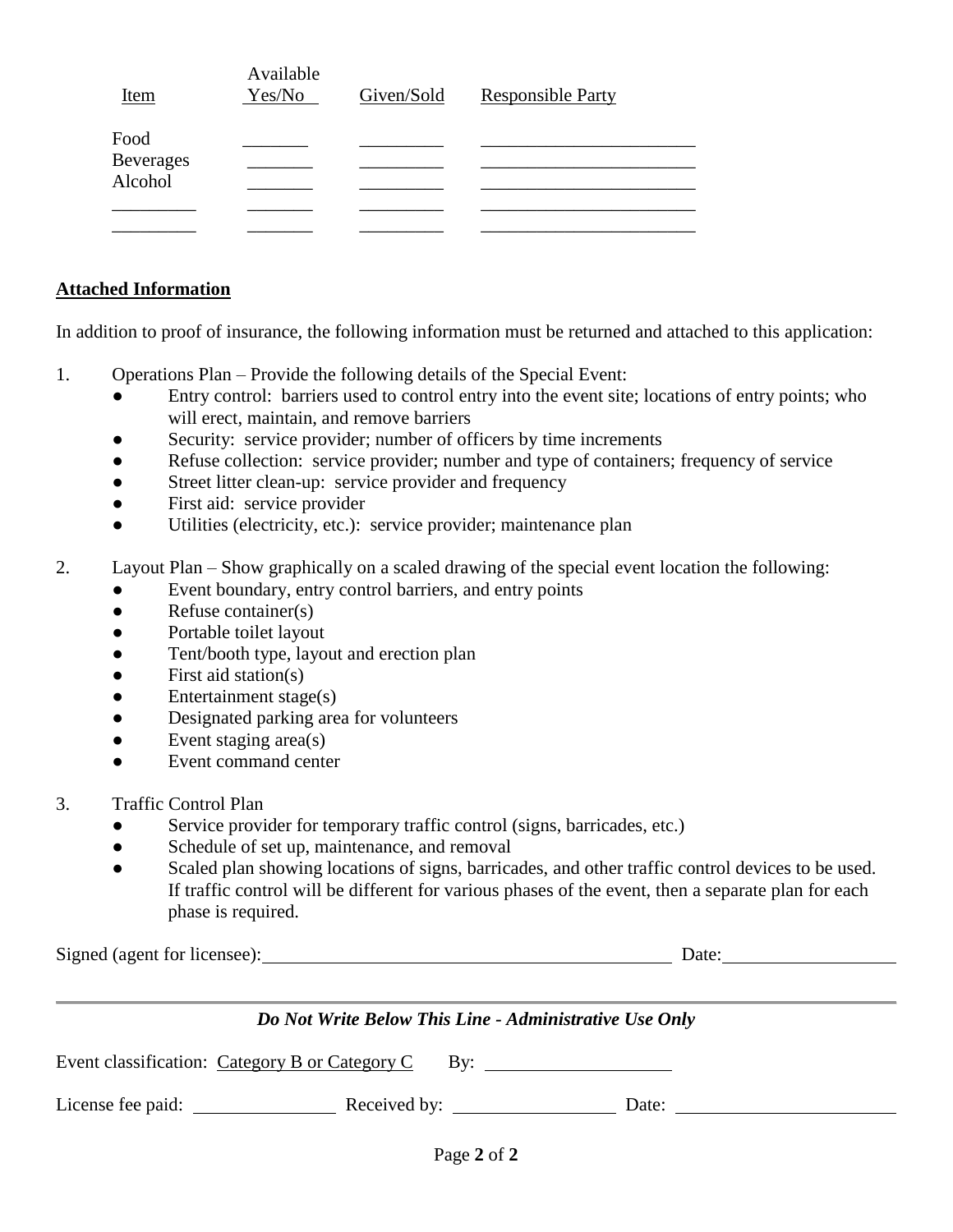| Item | Available Yes/No | Given/Sold | Responsible Party |
|---|---|---|---|
| Food | _______ | _________ | _______________________ |
| Beverages | _______ | _________ | _______________________ |
| Alcohol | _______ | _________ | _______________________ |
| _________ | _______ | _________ | _______________________ |
| _________ | _______ | _________ | _______________________ |

**Attached Information**

In addition to proof of insurance, the following information must be returned and attached to this application:

1. Operations Plan – Provide the following details of the Special Event:
   - Entry control: barriers used to control entry into the event site; locations of entry points; who will erect, maintain, and remove barriers
   - Security: service provider; number of officers by time increments
   - Refuse collection: service provider; number and type of containers; frequency of service
   - Street litter clean-up: service provider and frequency
   - First aid: service provider
   - Utilities (electricity, etc.): service provider; maintenance plan

2. Layout Plan – Show graphically on a scaled drawing of the special event location the following:
   - Event boundary, entry control barriers, and entry points
   - Refuse container(s)
   - Portable toilet layout
   - Tent/booth type, layout and erection plan
   - First aid station(s)
   - Entertainment stage(s)
   - Designated parking area for volunteers
   - Event staging area(s)
   - Event command center

3. Traffic Control Plan
   - Service provider for temporary traffic control (signs, barricades, etc.)
   - Schedule of set up, maintenance, and removal
   - Scaled plan showing locations of signs, barricades, and other traffic control devices to be used. If traffic control will be different for various phases of the event, then a separate plan for each phase is required.

Signed (agent for licensee): ____________________________________________ Date: __________________

---

***Do Not Write Below This Line - Administrative Use Only***

Event classification: Category B or Category C By: ____________________

License fee paid: _______________ Received by: _________________ Date: _______________________